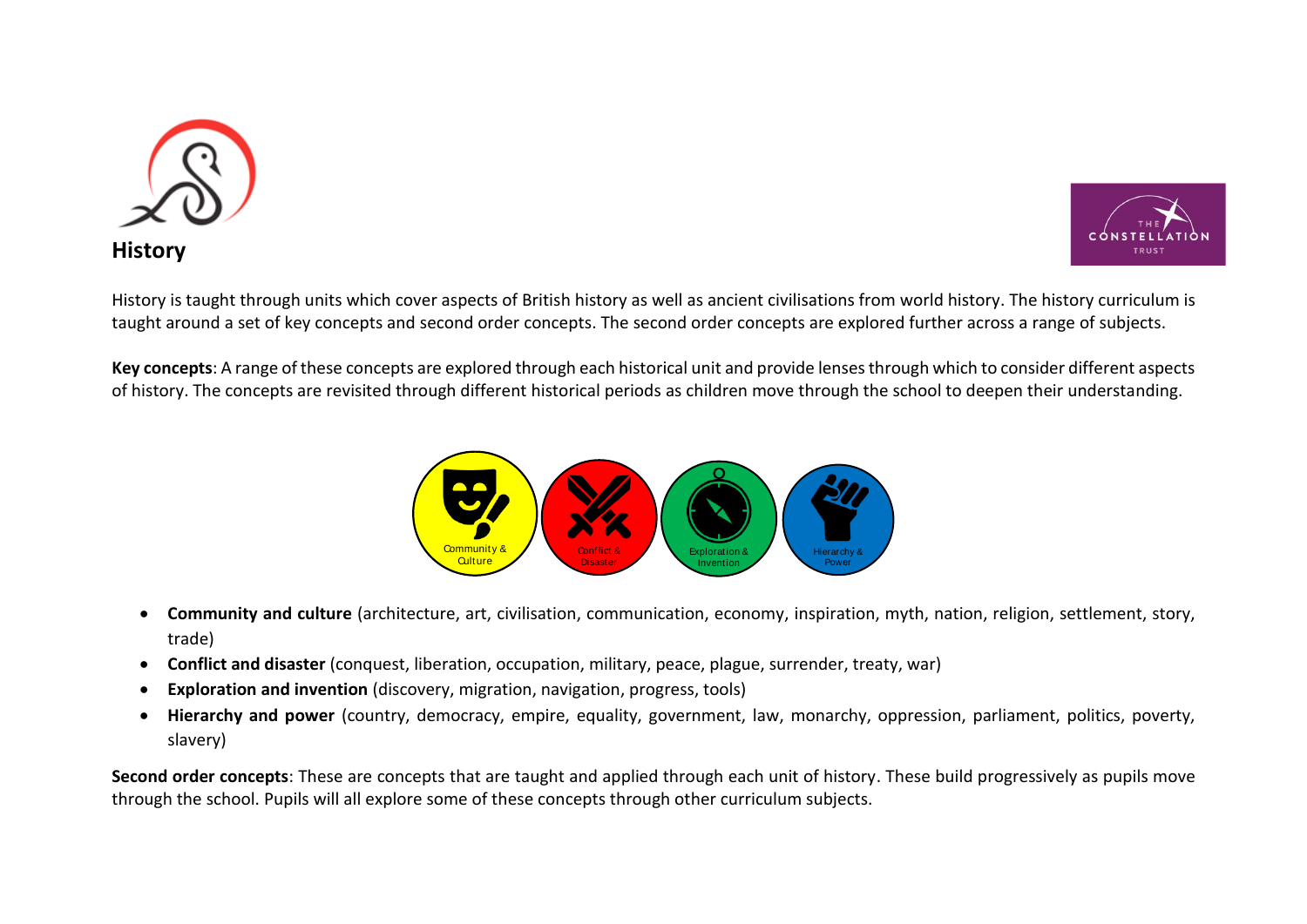# History

History is taught through units which cover aspects of British history as well as ancient civilisations from world history. The history curriculum is taught around a set of key concepts and second order concepts. The second order concepts are explored further across a range of subjects.

**Key concepts**: A range of these concepts are explored through each historical unit and provide lenses through which to consider different aspects of history. The concepts are revisited through different historical periods as children move through the school to deepen their understanding.

Community & Culture | Conflict & Disaster | Exploration & Invention | Hierarchy & Power

- **Community and culture** (architecture, art, civilisation, communication, economy, inspiration, myth, nation, religion, settlement, story, trade)
- **Conflict and disaster** (conquest, liberation, occupation, military, peace, plague, surrender, treaty, war)
- **Exploration and invention** (discovery, migration, navigation, progress, tools)
- **Hierarchy and power** (country, democracy, empire, equality, government, law, monarchy, oppression, parliament, politics, poverty, slavery)

**Second order concepts**: These are concepts that are taught and applied through each unit of history. These build progressively as pupils move through the school. Pupils will all explore some of these concepts through other curriculum subjects.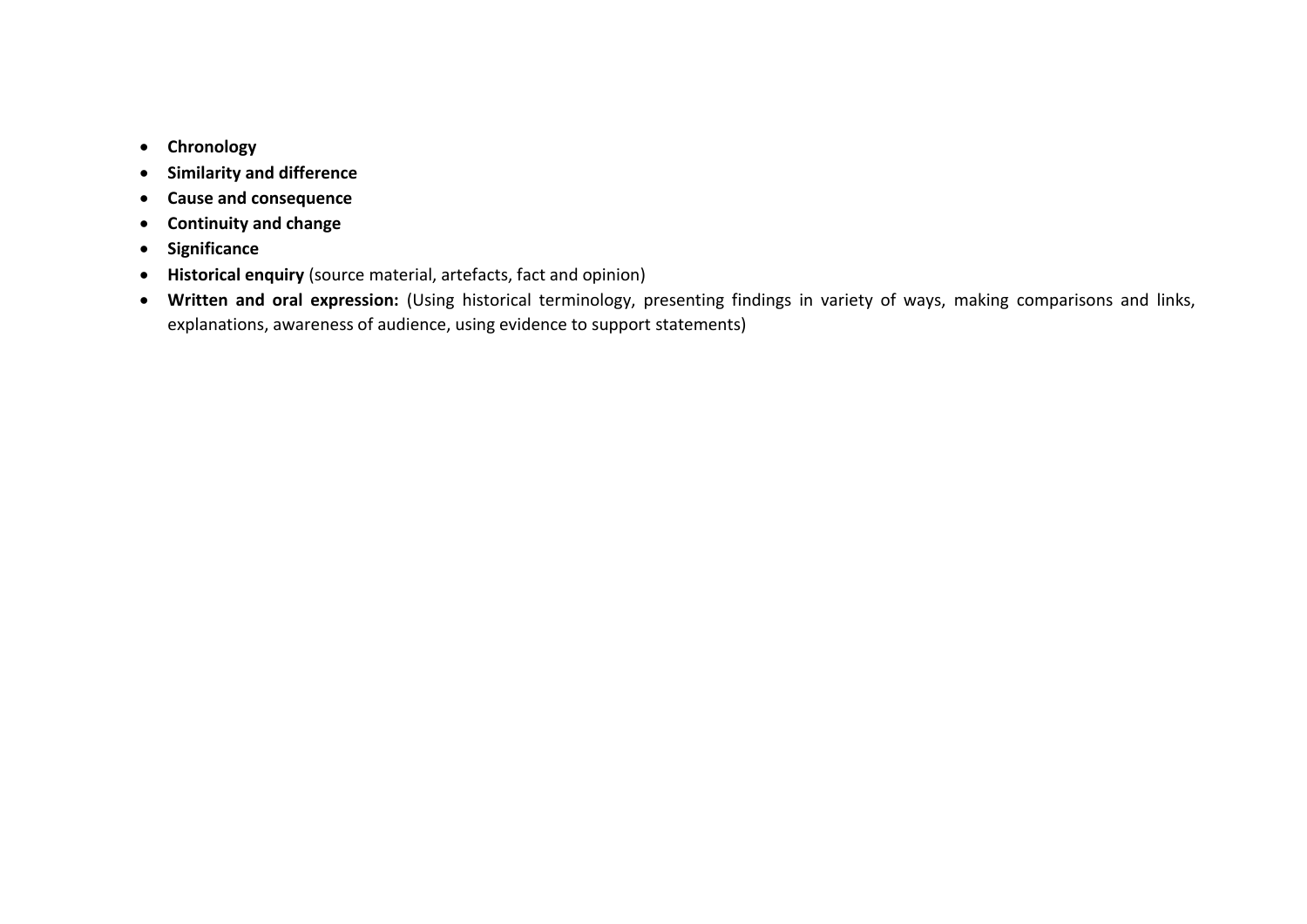- **Chronology**
- **Similarity and difference**
- **Cause and consequence**
- **Continuity and change**
- **Significance**
- **Historical enquiry** (source material, artefacts, fact and opinion)
- **Written and oral expression:** (Using historical terminology, presenting findings in variety of ways, making comparisons and links, explanations, awareness of audience, using evidence to support statements)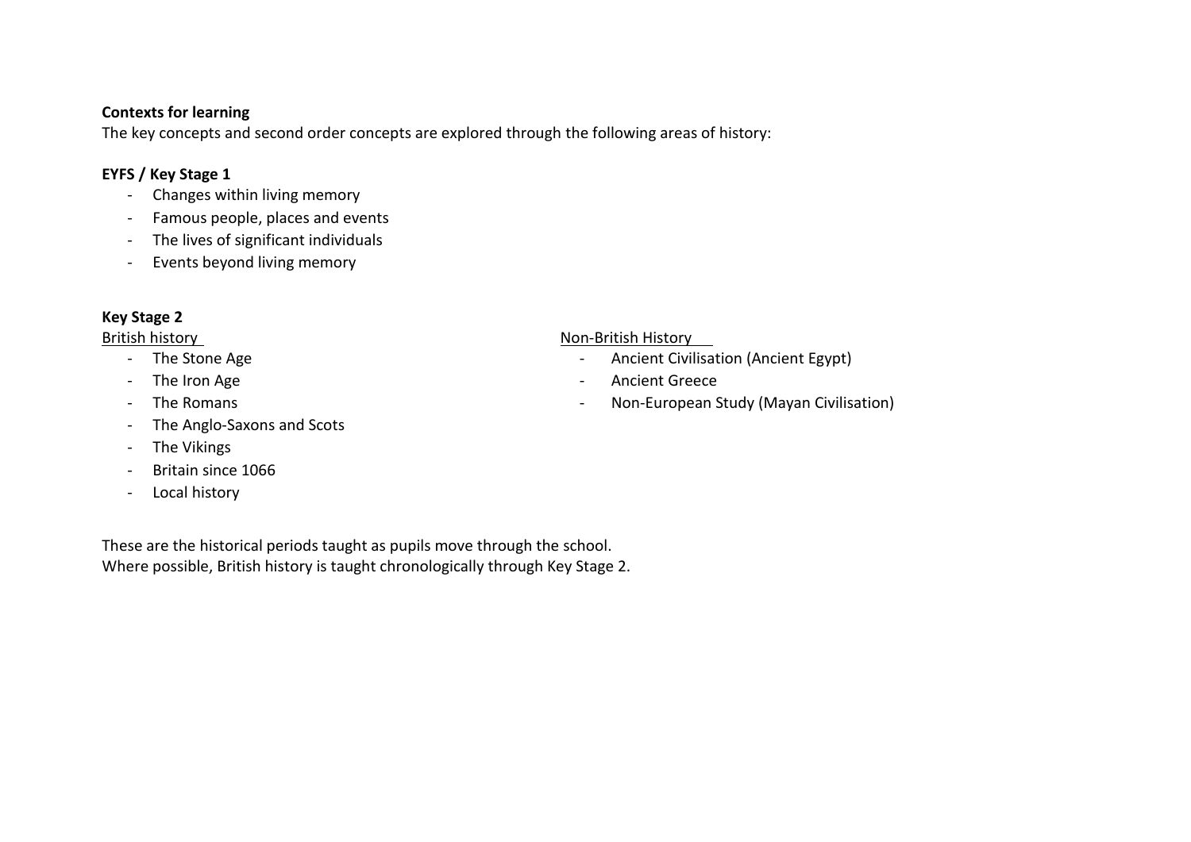**Contexts for learning**

The key concepts and second order concepts are explored through the following areas of history:

**EYFS / Key Stage 1**

- Changes within living memory
- Famous people, places and events
- The lives of significant individuals
- Events beyond living memory

**Key Stage 2**

British history

- The Stone Age
- The Iron Age
- The Romans
- The Anglo-Saxons and Scots
- The Vikings
- Britain since 1066
- Local history

Non-British History

- Ancient Civilisation (Ancient Egypt)
- Ancient Greece
- Non-European Study (Mayan Civilisation)

These are the historical periods taught as pupils move through the school.
Where possible, British history is taught chronologically through Key Stage 2.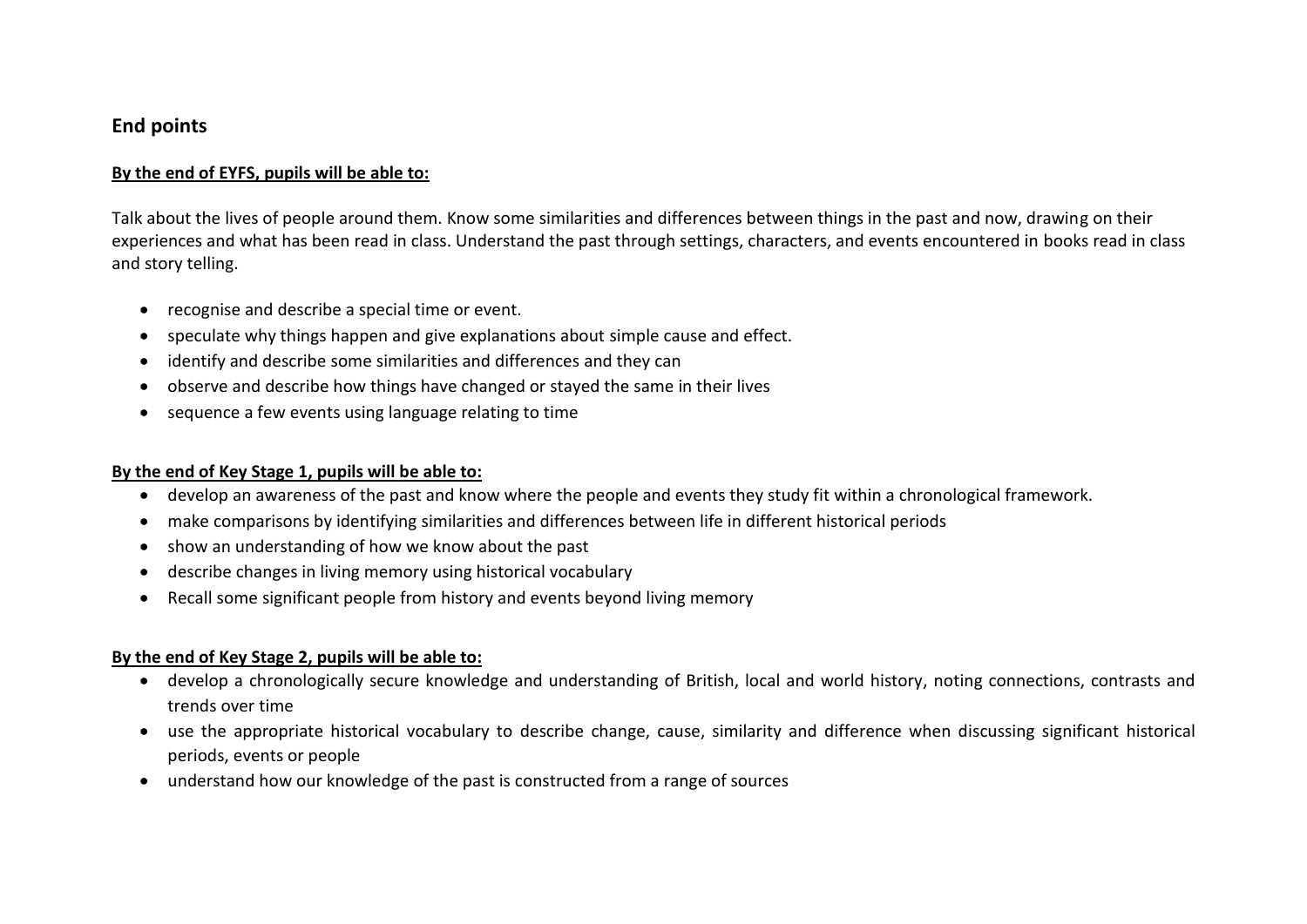## End points

**By the end of EYFS, pupils will be able to:**

Talk about the lives of people around them. Know some similarities and differences between things in the past and now, drawing on their experiences and what has been read in class. Understand the past through settings, characters, and events encountered in books read in class and story telling.

- recognise and describe a special time or event.
- speculate why things happen and give explanations about simple cause and effect.
- identify and describe some similarities and differences and they can
- observe and describe how things have changed or stayed the same in their lives
- sequence a few events using language relating to time

**By the end of Key Stage 1, pupils will be able to:**

- develop an awareness of the past and know where the people and events they study fit within a chronological framework.
- make comparisons by identifying similarities and differences between life in different historical periods
- show an understanding of how we know about the past
- describe changes in living memory using historical vocabulary
- Recall some significant people from history and events beyond living memory

**By the end of Key Stage 2, pupils will be able to:**

- develop a chronologically secure knowledge and understanding of British, local and world history, noting connections, contrasts and trends over time
- use the appropriate historical vocabulary to describe change, cause, similarity and difference when discussing significant historical periods, events or people
- understand how our knowledge of the past is constructed from a range of sources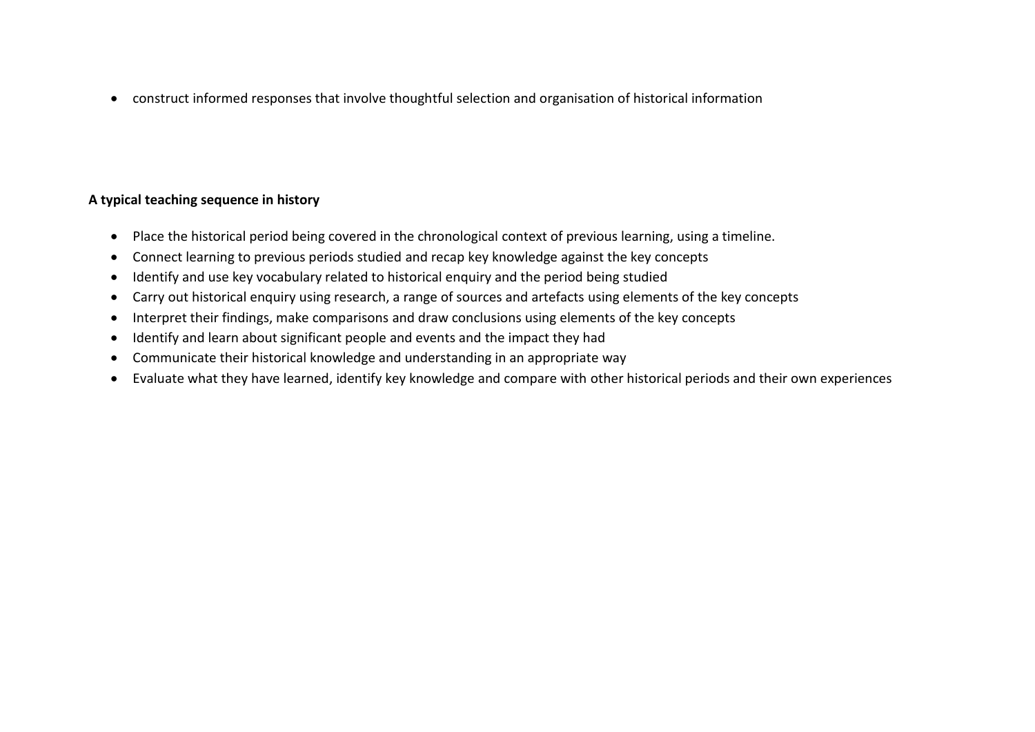- construct informed responses that involve thoughtful selection and organisation of historical information

**A typical teaching sequence in history**

- Place the historical period being covered in the chronological context of previous learning, using a timeline.
- Connect learning to previous periods studied and recap key knowledge against the key concepts
- Identify and use key vocabulary related to historical enquiry and the period being studied
- Carry out historical enquiry using research, a range of sources and artefacts using elements of the key concepts
- Interpret their findings, make comparisons and draw conclusions using elements of the key concepts
- Identify and learn about significant people and events and the impact they had
- Communicate their historical knowledge and understanding in an appropriate way
- Evaluate what they have learned, identify key knowledge and compare with other historical periods and their own experiences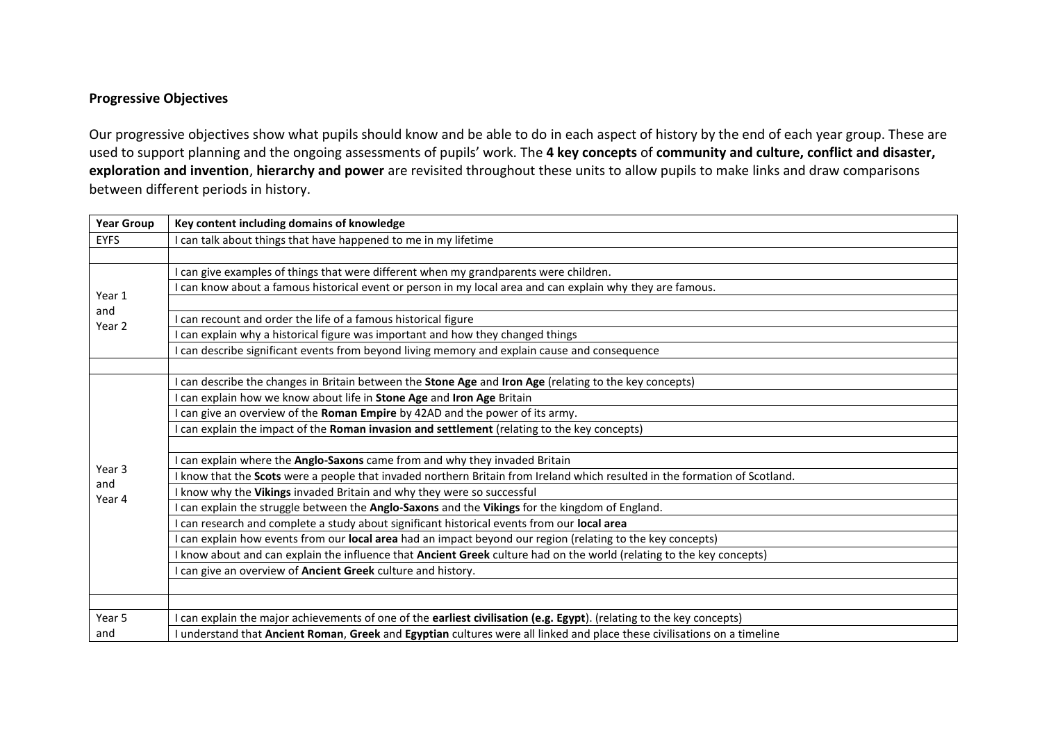**Progressive Objectives**

Our progressive objectives show what pupils should know and be able to do in each aspect of history by the end of each year group. These are used to support planning and the ongoing assessments of pupils' work. The **4 key concepts** of **community and culture, conflict and disaster, exploration and invention**, **hierarchy and power** are revisited throughout these units to allow pupils to make links and draw comparisons between different periods in history.

| Year Group | Key content including domains of knowledge |
|---|---|
| EYFS | I can talk about things that have happened to me in my lifetime |
| | |
| Year 1 and Year 2 | I can give examples of things that were different when my grandparents were children. |
| | I can know about a famous historical event or person in my local area and can explain why they are famous. |
| | |
| | I can recount and order the life of a famous historical figure |
| | I can explain why a historical figure was important and how they changed things |
| | I can describe significant events from beyond living memory and explain cause and consequence |
| | |
| Year 3 and Year 4 | I can describe the changes in Britain between the **Stone Age** and **Iron Age** (relating to the key concepts) |
| | I can explain how we know about life in **Stone Age** and **Iron Age** Britain |
| | I can give an overview of the **Roman Empire** by 42AD and the power of its army. |
| | I can explain the impact of the **Roman invasion and settlement** (relating to the key concepts) |
| | |
| | I can explain where the **Anglo-Saxons** came from and why they invaded Britain |
| | I know that the **Scots** were a people that invaded northern Britain from Ireland which resulted in the formation of Scotland. |
| | I know why the **Vikings** invaded Britain and why they were so successful |
| | I can explain the struggle between the **Anglo-Saxons** and the **Vikings** for the kingdom of England. |
| | I can research and complete a study about significant historical events from our **local area** |
| | I can explain how events from our **local area** had an impact beyond our region (relating to the key concepts) |
| | I know about and can explain the influence that **Ancient Greek** culture had on the world (relating to the key concepts) |
| | I can give an overview of **Ancient Greek** culture and history. |
| | |
| | |
| Year 5 and | I can explain the major achievements of one of the **earliest civilisation (e.g. Egypt**). (relating to the key concepts) |
| | I understand that **Ancient Roman**, **Greek** and **Egyptian** cultures were all linked and place these civilisations on a timeline |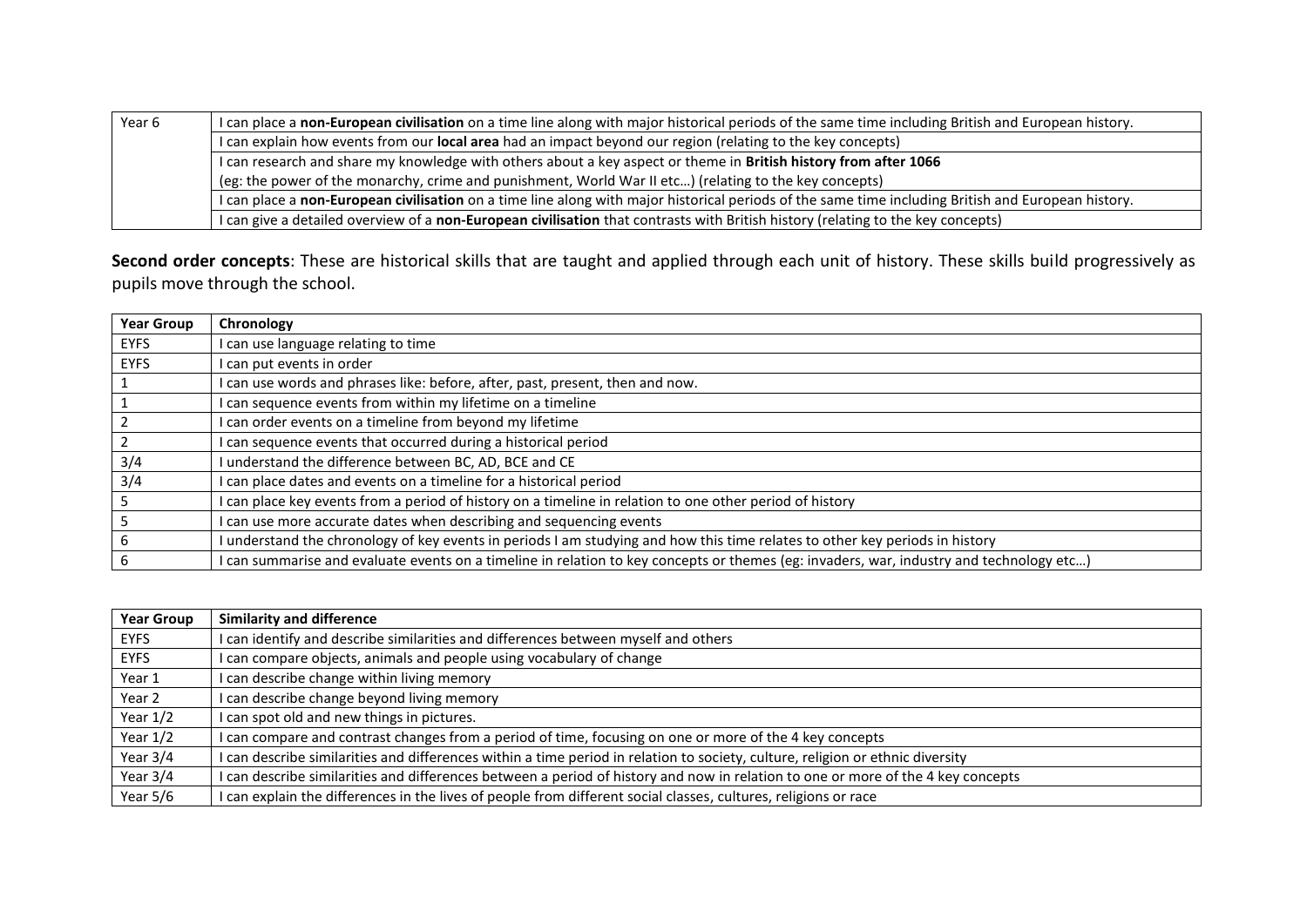| | |
|---|---|
| Year 6 | I can place a **non-European civilisation** on a time line along with major historical periods of the same time including British and European history. |
| | I can explain how events from our **local area** had an impact beyond our region (relating to the key concepts) |
| | I can research and share my knowledge with others about a key aspect or theme in **British history from after 1066** (eg: the power of the monarchy, crime and punishment, World War II etc…) (relating to the key concepts) |
| | I can place a **non-European civilisation** on a time line along with major historical periods of the same time including British and European history. |
| | I can give a detailed overview of a **non-European civilisation** that contrasts with British history (relating to the key concepts) |

**Second order concepts**: These are historical skills that are taught and applied through each unit of history. These skills build progressively as pupils move through the school.

| Year Group | Chronology |
|---|---|
| EYFS | I can use language relating to time |
| EYFS | I can put events in order |
| 1 | I can use words and phrases like: before, after, past, present, then and now. |
| 1 | I can sequence events from within my lifetime on a timeline |
| 2 | I can order events on a timeline from beyond my lifetime |
| 2 | I can sequence events that occurred during a historical period |
| 3/4 | I understand the difference between BC, AD, BCE and CE |
| 3/4 | I can place dates and events on a timeline for a historical period |
| 5 | I can place key events from a period of history on a timeline in relation to one other period of history |
| 5 | I can use more accurate dates when describing and sequencing events |
| 6 | I understand the chronology of key events in periods I am studying and how this time relates to other key periods in history |
| 6 | I can summarise and evaluate events on a timeline in relation to key concepts or themes (eg: invaders, war, industry and technology etc…) |

| Year Group | Similarity and difference |
|---|---|
| EYFS | I can identify and describe similarities and differences between myself and others |
| EYFS | I can compare objects, animals and people using vocabulary of change |
| Year 1 | I can describe change within living memory |
| Year 2 | I can describe change beyond living memory |
| Year 1/2 | I can spot old and new things in pictures. |
| Year 1/2 | I can compare and contrast changes from a period of time, focusing on one or more of the 4 key concepts |
| Year 3/4 | I can describe similarities and differences within a time period in relation to society, culture, religion or ethnic diversity |
| Year 3/4 | I can describe similarities and differences between a period of history and now in relation to one or more of the 4 key concepts |
| Year 5/6 | I can explain the differences in the lives of people from different social classes, cultures, religions or race |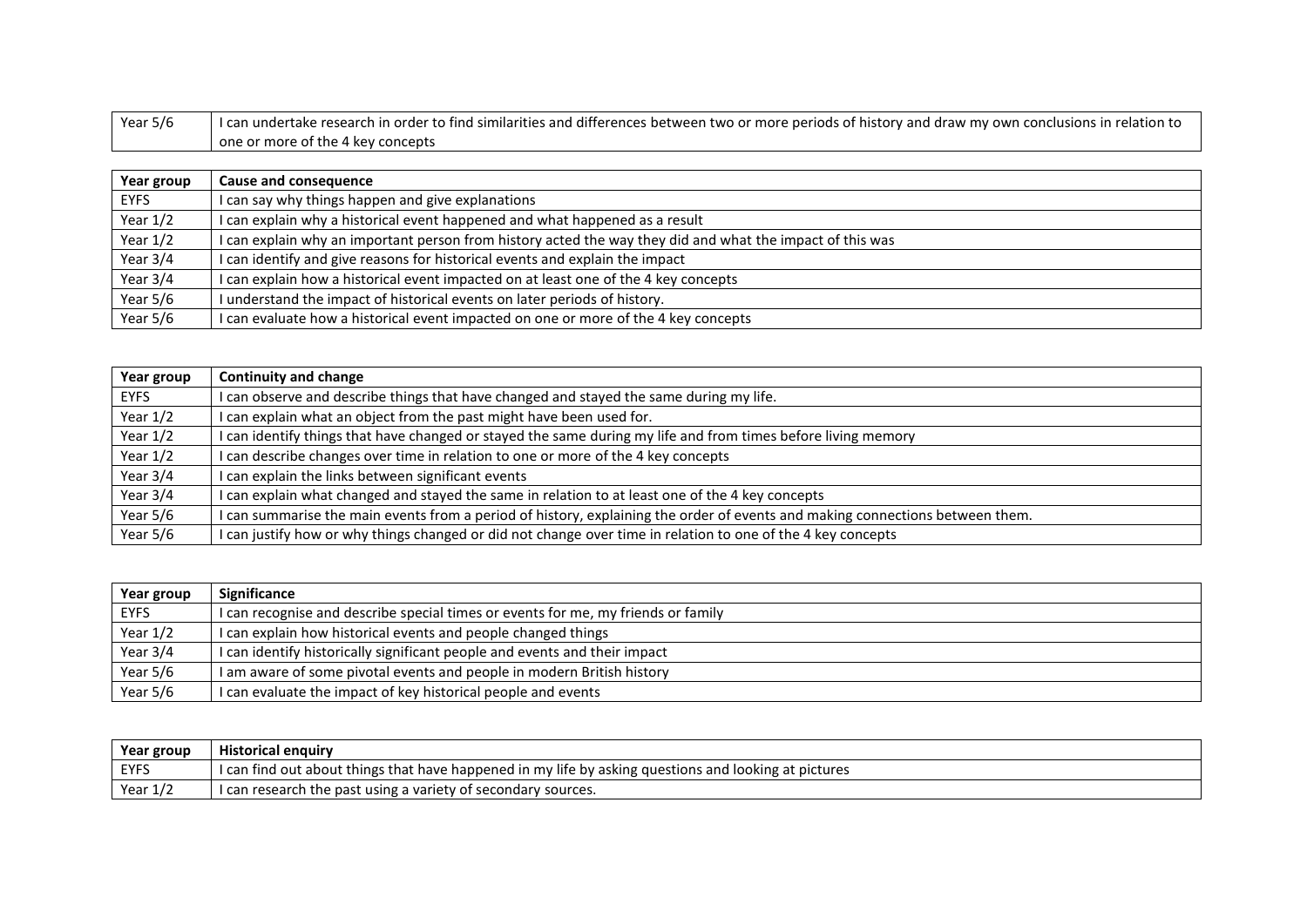| Year 5/6 | I can undertake research in order to find similarities and differences between two or more periods of history and draw my own conclusions in relation to one or more of the 4 key concepts |
|---|---|

| Year group | Cause and consequence |
|---|---|
| EYFS | I can say why things happen and give explanations |
| Year 1/2 | I can explain why a historical event happened and what happened as a result |
| Year 1/2 | I can explain why an important person from history acted the way they did and what the impact of this was |
| Year 3/4 | I can identify and give reasons for historical events and explain the impact |
| Year 3/4 | I can explain how a historical event impacted on at least one of the 4 key concepts |
| Year 5/6 | I understand the impact of historical events on later periods of history. |
| Year 5/6 | I can evaluate how a historical event impacted on one or more of the 4 key concepts |

| Year group | Continuity and change |
|---|---|
| EYFS | I can observe and describe things that have changed and stayed the same during my life. |
| Year 1/2 | I can explain what an object from the past might have been used for. |
| Year 1/2 | I can identify things that have changed or stayed the same during my life and from times before living memory |
| Year 1/2 | I can describe changes over time in relation to one or more of the 4 key concepts |
| Year 3/4 | I can explain the links between significant events |
| Year 3/4 | I can explain what changed and stayed the same in relation to at least one of the 4 key concepts |
| Year 5/6 | I can summarise the main events from a period of history, explaining the order of events and making connections between them. |
| Year 5/6 | I can justify how or why things changed or did not change over time in relation to one of the 4 key concepts |

| Year group | Significance |
|---|---|
| EYFS | I can recognise and describe special times or events for me, my friends or family |
| Year 1/2 | I can explain how historical events and people changed things |
| Year 3/4 | I can identify historically significant people and events and their impact |
| Year 5/6 | I am aware of some pivotal events and people in modern British history |
| Year 5/6 | I can evaluate the impact of key historical people and events |

| Year group | Historical enquiry |
|---|---|
| EYFS | I can find out about things that have happened in my life by asking questions and looking at pictures |
| Year 1/2 | I can research the past using a variety of secondary sources. |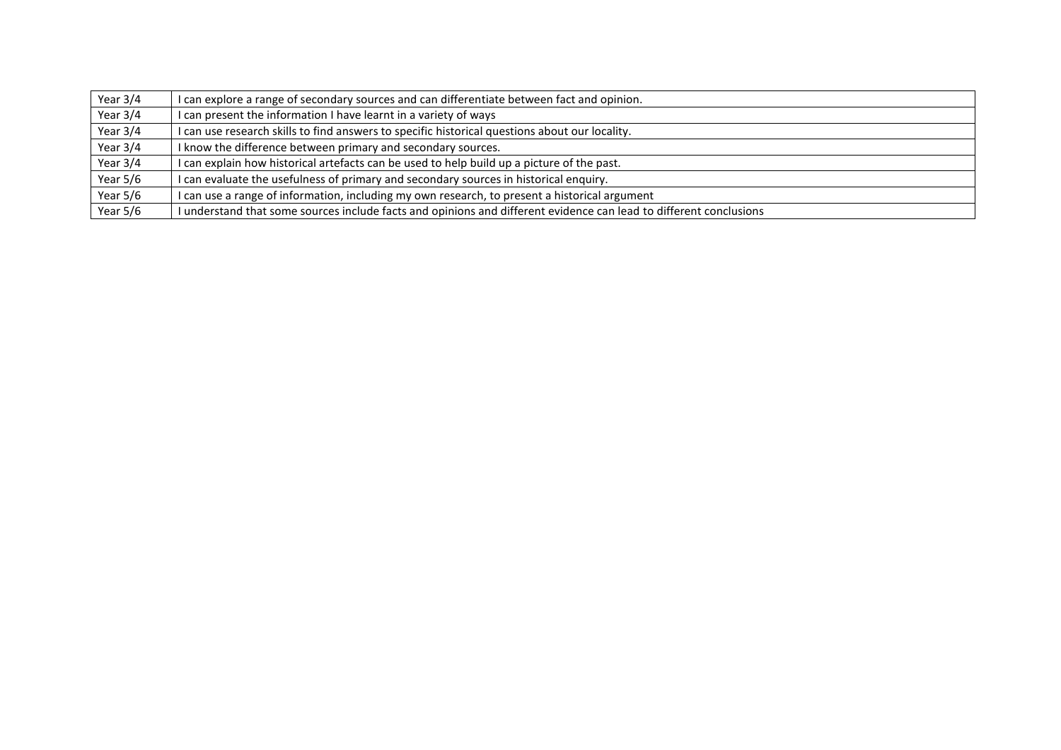| | |
|---|---|
| Year 3/4 | I can explore a range of secondary sources and can differentiate between fact and opinion. |
| Year 3/4 | I can present the information I have learnt in a variety of ways |
| Year 3/4 | I can use research skills to find answers to specific historical questions about our locality. |
| Year 3/4 | I know the difference between primary and secondary sources. |
| Year 3/4 | I can explain how historical artefacts can be used to help build up a picture of the past. |
| Year 5/6 | I can evaluate the usefulness of primary and secondary sources in historical enquiry. |
| Year 5/6 | I can use a range of information, including my own research, to present a historical argument |
| Year 5/6 | I understand that some sources include facts and opinions and different evidence can lead to different conclusions |